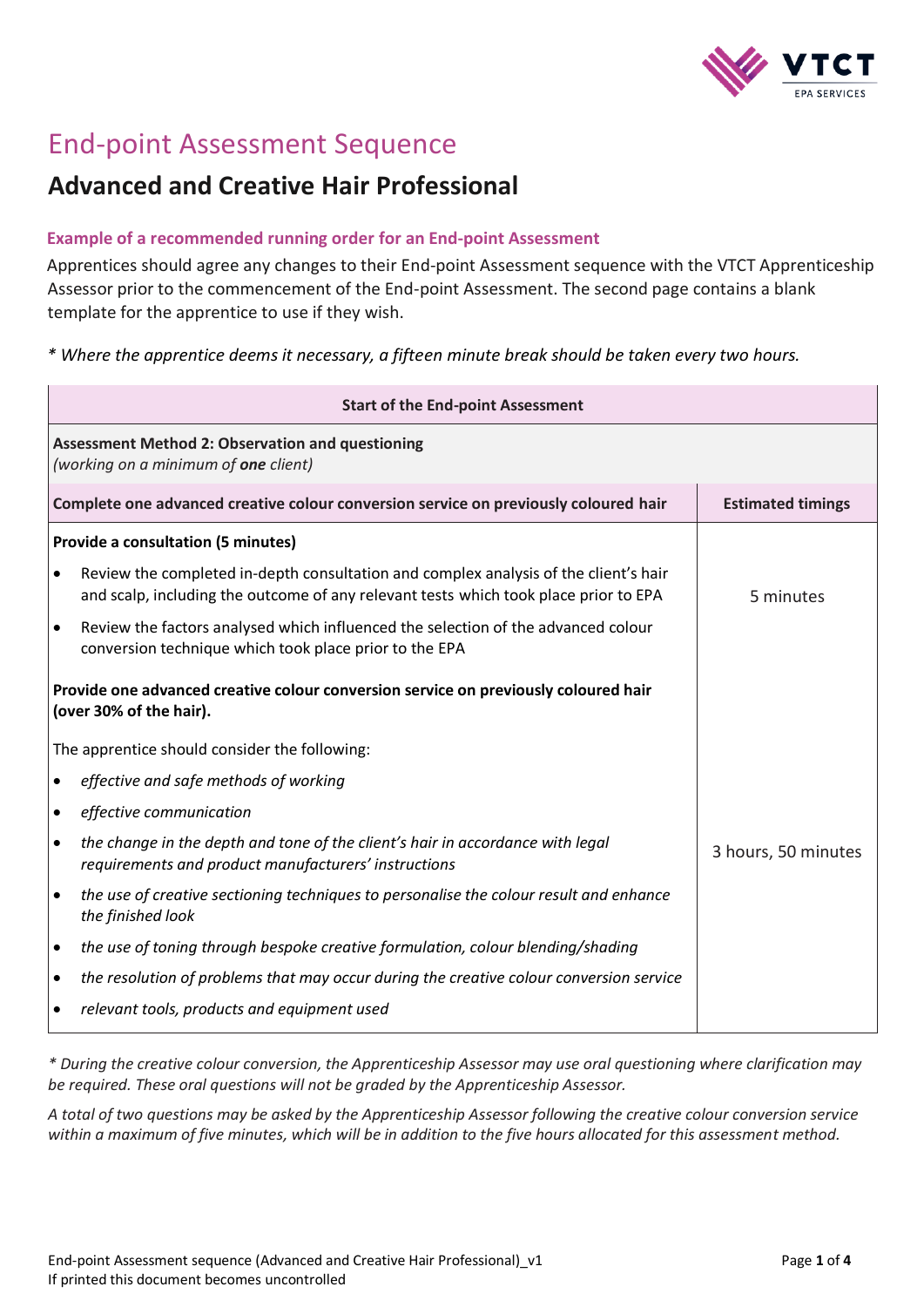# End-point Assessment Sequence

## Advanced and Creative Hair Professional

### Example of a recommended running order for an End-point Assessment

Apprentices should agree any changes to their End-point Assessment sequence with the VTCT Apprenticeship Assessor prior to the commencement of the End-point Assessment. The second page contains a blank template for the apprentice to use if they wish.

*\* Where the apprentice deems it necessary, a fifteen minute break should be taken every two hours.*

| Start of the End-point Assessment | |
|---|---|
| **Assessment Method 2: Observation and questioning**<br>*(working on a minimum of **one** client)* | |
| **Complete one advanced creative colour conversion service on previously coloured hair** | **Estimated timings** |
| **Provide a consultation (5 minutes)**<br>• Review the completed in-depth consultation and complex analysis of the client's hair and scalp, including the outcome of any relevant tests which took place prior to EPA<br>• Review the factors analysed which influenced the selection of the advanced colour conversion technique which took place prior to the EPA | 5 minutes |
| **Provide one advanced creative colour conversion service on previously coloured hair (over 30% of the hair).**<br>The apprentice should consider the following:<br>• *effective and safe methods of working*<br>• *effective communication*<br>• *the change in the depth and tone of the client's hair in accordance with legal requirements and product manufacturers' instructions*<br>• *the use of creative sectioning techniques to personalise the colour result and enhance the finished look*<br>• *the use of toning through bespoke creative formulation, colour blending/shading*<br>• *the resolution of problems that may occur during the creative colour conversion service*<br>• *relevant tools, products and equipment used* | 3 hours, 50 minutes |

*\* During the creative colour conversion, the Apprenticeship Assessor may use oral questioning where clarification may be required. These oral questions will not be graded by the Apprenticeship Assessor.*

*A total of two questions may be asked by the Apprenticeship Assessor following the creative colour conversion service within a maximum of five minutes, which will be in addition to the five hours allocated for this assessment method.*

End-point Assessment sequence (Advanced and Creative Hair Professional)_v1
If printed this document becomes uncontrolled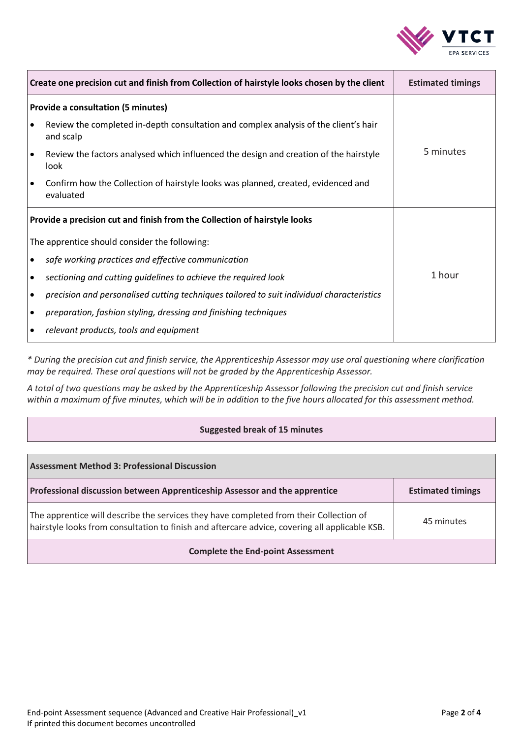| Create one precision cut and finish from Collection of hairstyle looks chosen by the client | Estimated timings |
| --- | --- |
| **Provide a consultation (5 minutes)**<br>• Review the completed in-depth consultation and complex analysis of the client's hair and scalp<br>• Review the factors analysed which influenced the design and creation of the hairstyle look<br>• Confirm how the Collection of hairstyle looks was planned, created, evidenced and evaluated | 5 minutes |
| **Provide a precision cut and finish from the Collection of hairstyle looks**<br>The apprentice should consider the following:<br>• *safe working practices and effective communication*<br>• *sectioning and cutting guidelines to achieve the required look*<br>• *precision and personalised cutting techniques tailored to suit individual characteristics*<br>• *preparation, fashion styling, dressing and finishing techniques*<br>• *relevant products, tools and equipment* | 1 hour |

*\* During the precision cut and finish service, the Apprenticeship Assessor may use oral questioning where clarification may be required. These oral questions will not be graded by the Apprenticeship Assessor.*

*A total of two questions may be asked by the Apprenticeship Assessor following the precision cut and finish service within a maximum of five minutes, which will be in addition to the five hours allocated for this assessment method.*

**Suggested break of 15 minutes**

| Assessment Method 3: Professional Discussion | |
| --- | --- |
| **Professional discussion between Apprenticeship Assessor and the apprentice** | **Estimated timings** |
| The apprentice will describe the services they have completed from their Collection of hairstyle looks from consultation to finish and aftercare advice, covering all applicable KSB. | 45 minutes |
| **Complete the End-point Assessment** | |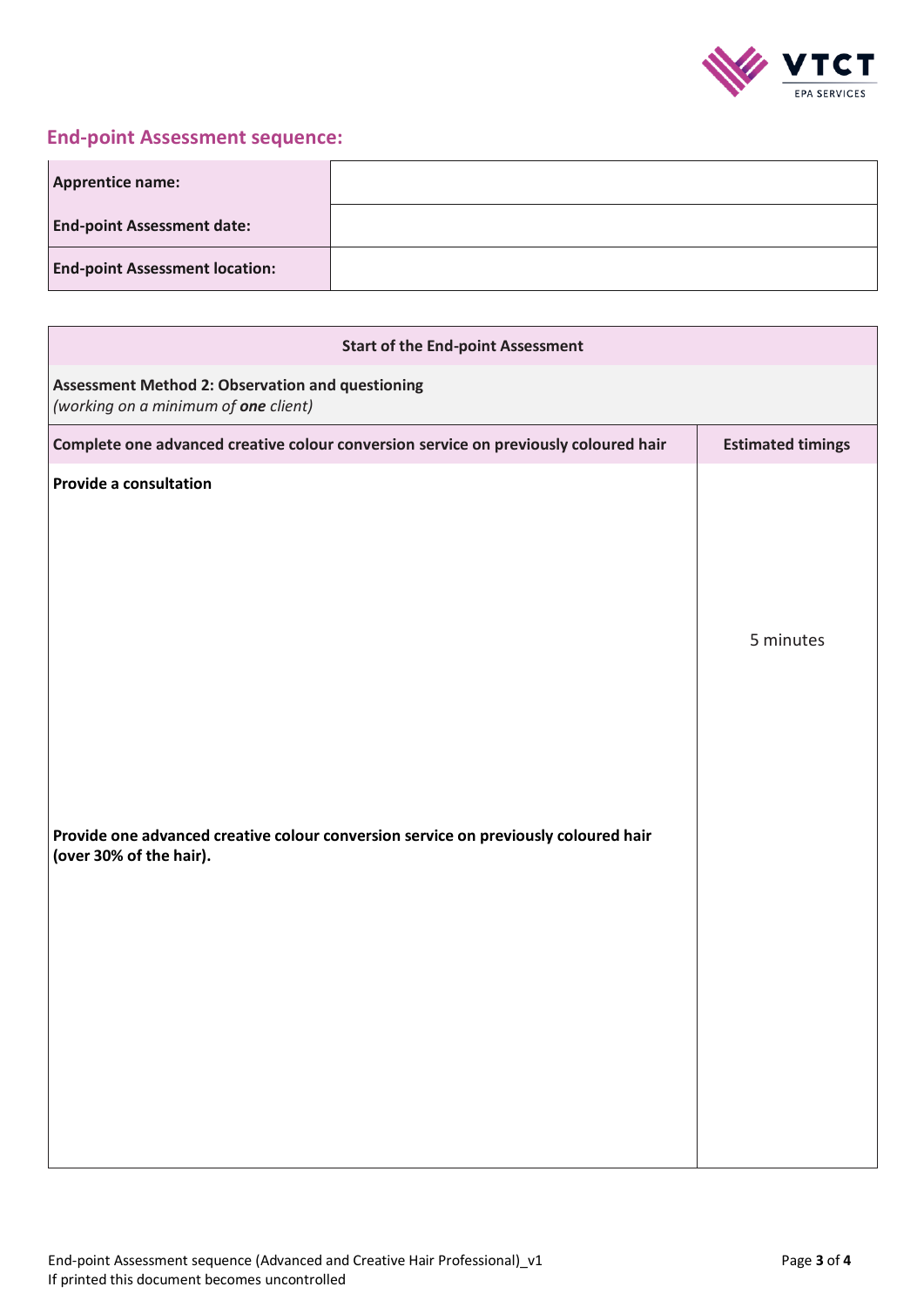## End-point Assessment sequence:

| **Apprentice name:** | |
|---|---|
| **End-point Assessment date:** | |
| **End-point Assessment location:** | |

| **Start of the End-point Assessment** | |
|---|---|
| **Assessment Method 2: Observation and questioning** *(working on a minimum of **one** client)* | |
| **Complete one advanced creative colour conversion service on previously coloured hair** | **Estimated timings** |
| **Provide a consultation** | 5 minutes |
| **Provide one advanced creative colour conversion service on previously coloured hair (over 30% of the hair).** | |

End-point Assessment sequence (Advanced and Creative Hair Professional)_v1
If printed this document becomes uncontrolled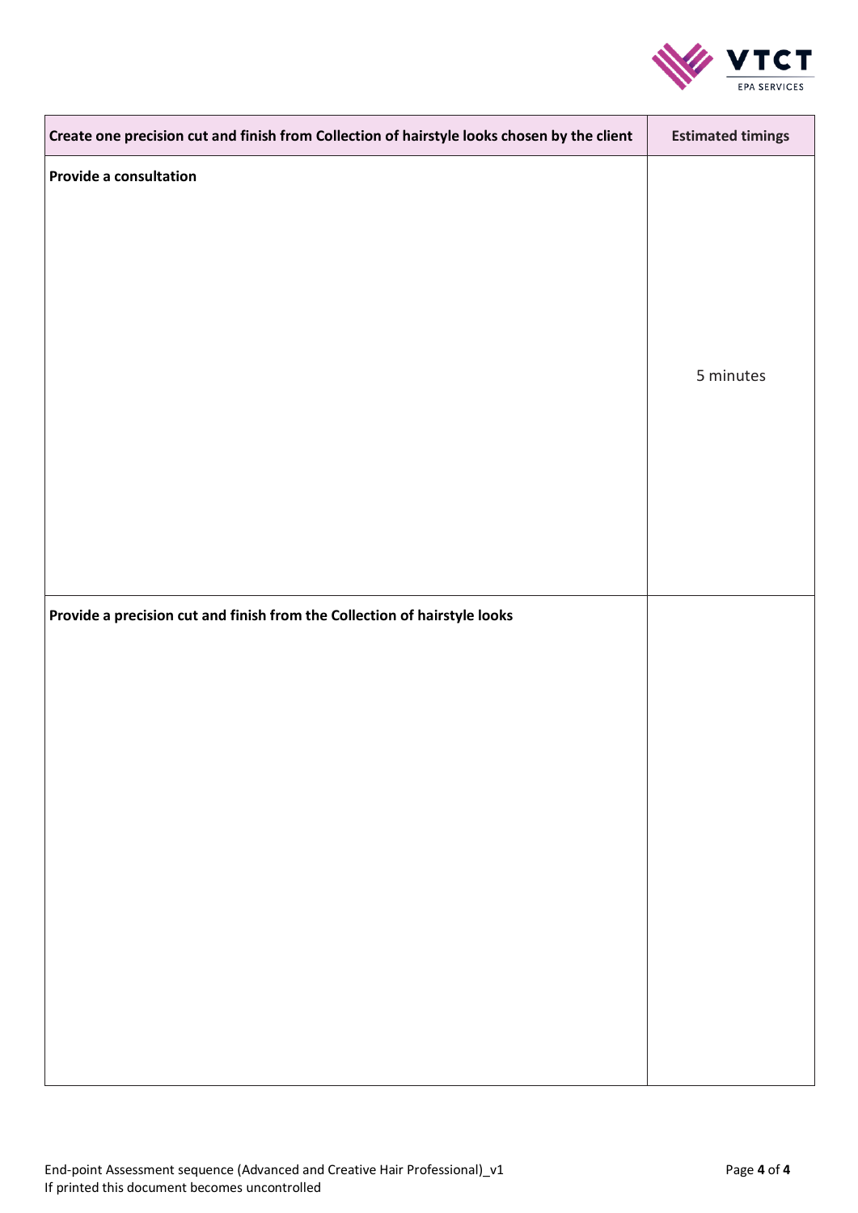| Create one precision cut and finish from Collection of hairstyle looks chosen by the client | Estimated timings |
| --- | --- |
| **Provide a consultation** | 5 minutes |
| **Provide a precision cut and finish from the Collection of hairstyle looks** | |